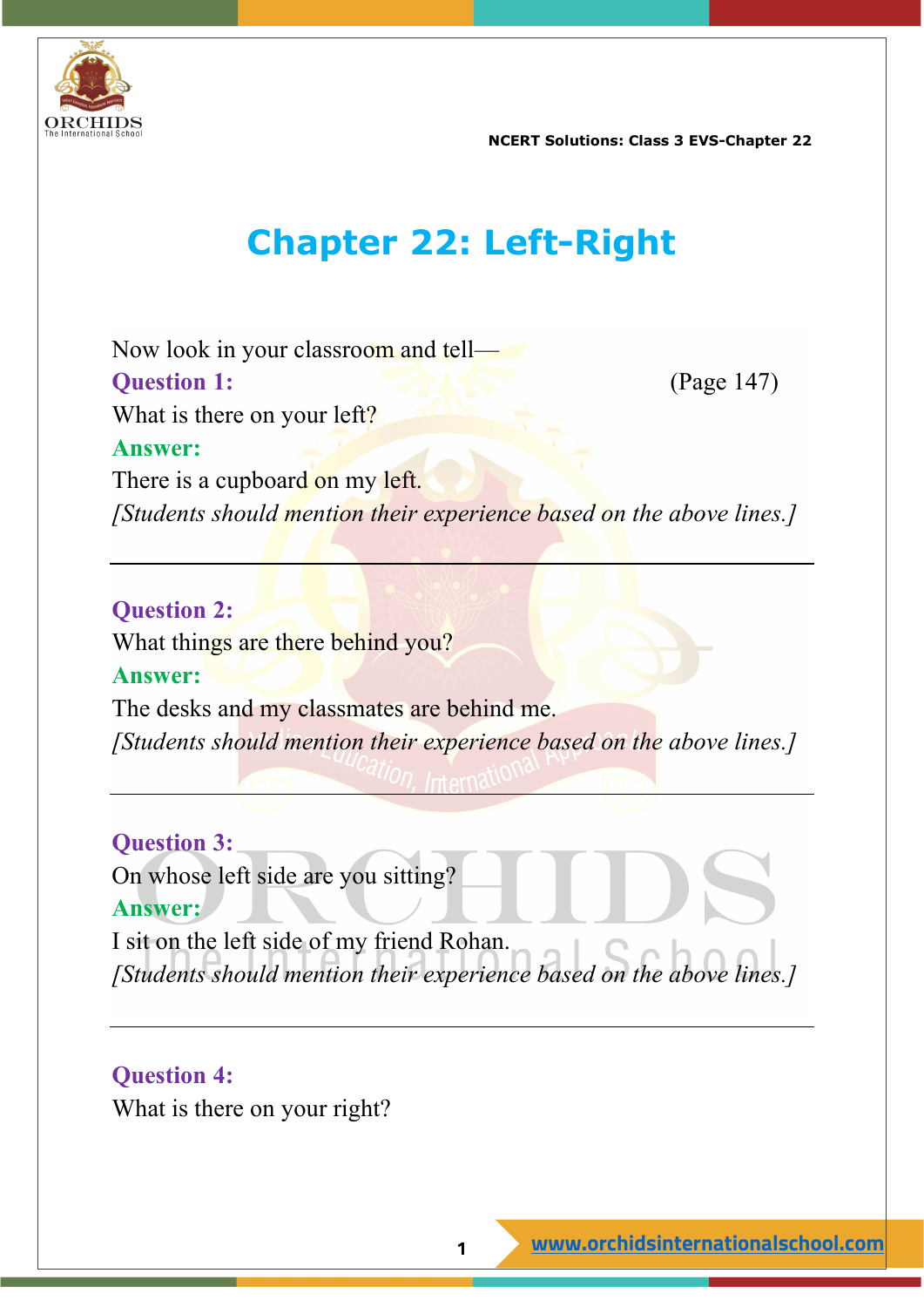# Chapter 22: Left-Right

Now look in your classroom and tell—

**Question 1:** (Page 147)

What is there on your left?

**Answer:**

There is a cupboard on my left.

*[Students should mention their experience based on the above lines.]*

---

**Question 2:**

What things are there behind you?

**Answer:**

The desks and my classmates are behind me.

*[Students should mention their experience based on the above lines.]*

---

**Question 3:**

On whose left side are you sitting?

**Answer:**

I sit on the left side of my friend Rohan.

*[Students should mention their experience based on the above lines.]*

---

**Question 4:**

What is there on your right?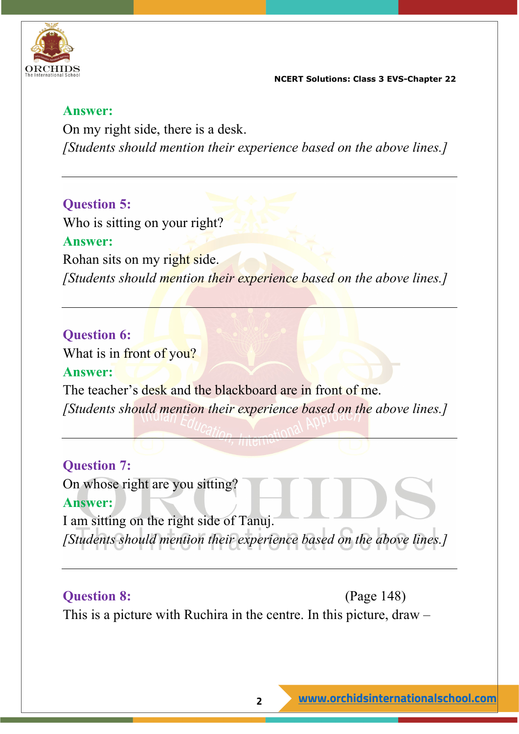**Answer:**

On my right side, there is a desk.

*[Students should mention their experience based on the above lines.]*

---

**Question 5:**

Who is sitting on your right?

**Answer:**

Rohan sits on my right side.

*[Students should mention their experience based on the above lines.]*

---

**Question 6:**

What is in front of you?

**Answer:**

The teacher's desk and the blackboard are in front of me.

*[Students should mention their experience based on the above lines.]*

---

**Question 7:**

On whose right are you sitting?

**Answer:**

I am sitting on the right side of Tanuj.

*[Students should mention their experience based on the above lines.]*

---

**Question 8:** (Page 148)

This is a picture with Ruchira in the centre. In this picture, draw –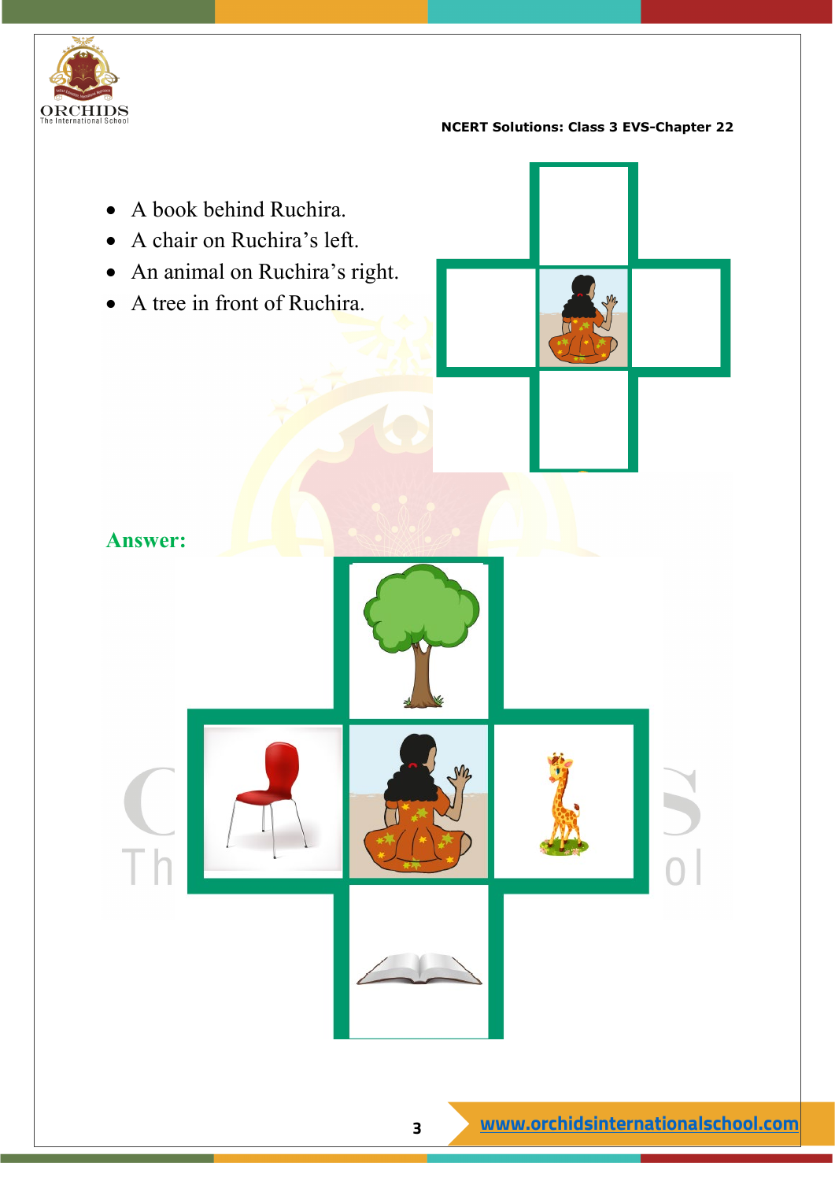- A book behind Ruchira.
- A chair on Ruchira's left.
- An animal on Ruchira's right.
- A tree in front of Ruchira.

**Answer:**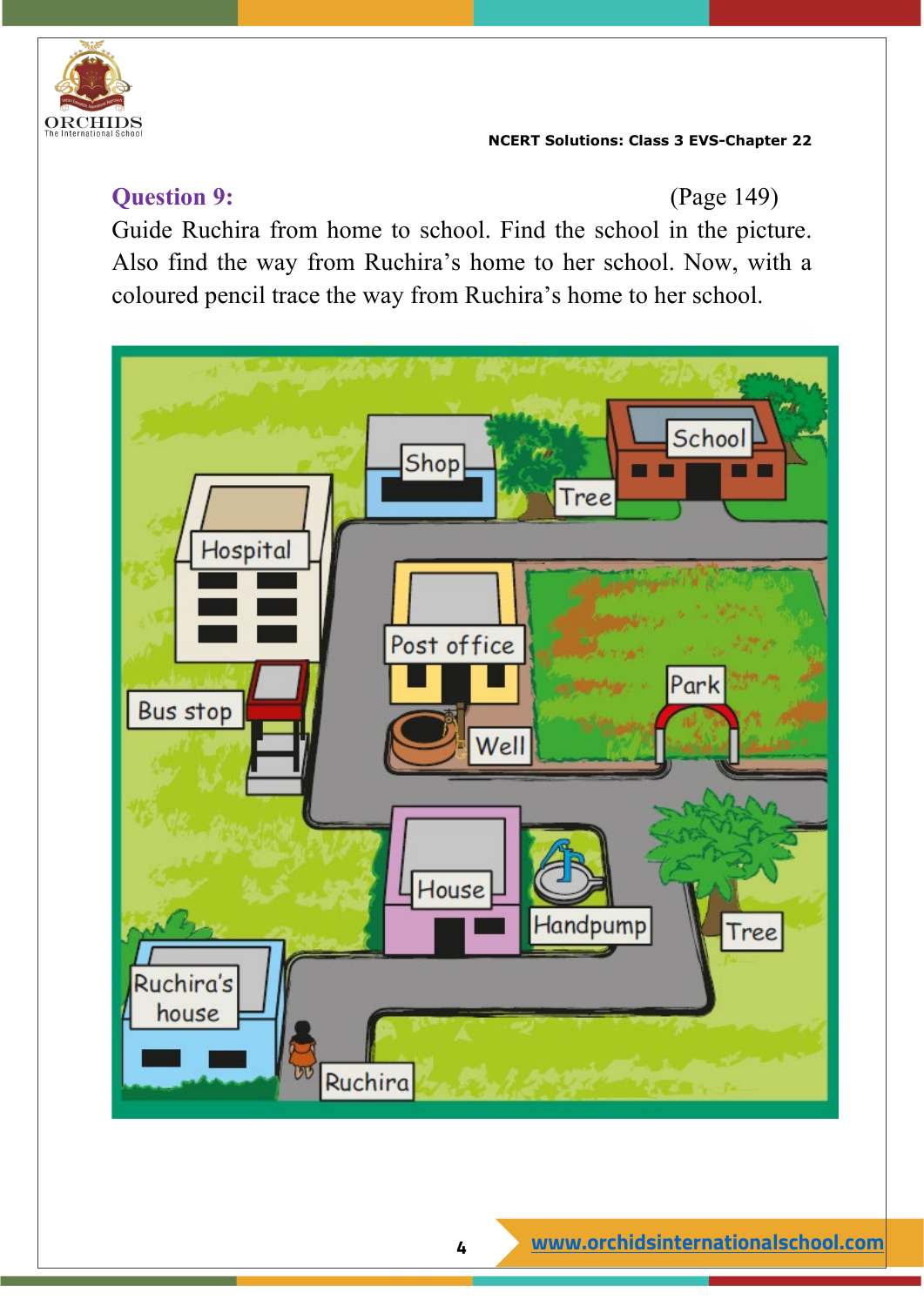**Question 9:** (Page 149)

Guide Ruchira from home to school. Find the school in the picture. Also find the way from Ruchira's home to her school. Now, with a coloured pencil trace the way from Ruchira's home to her school.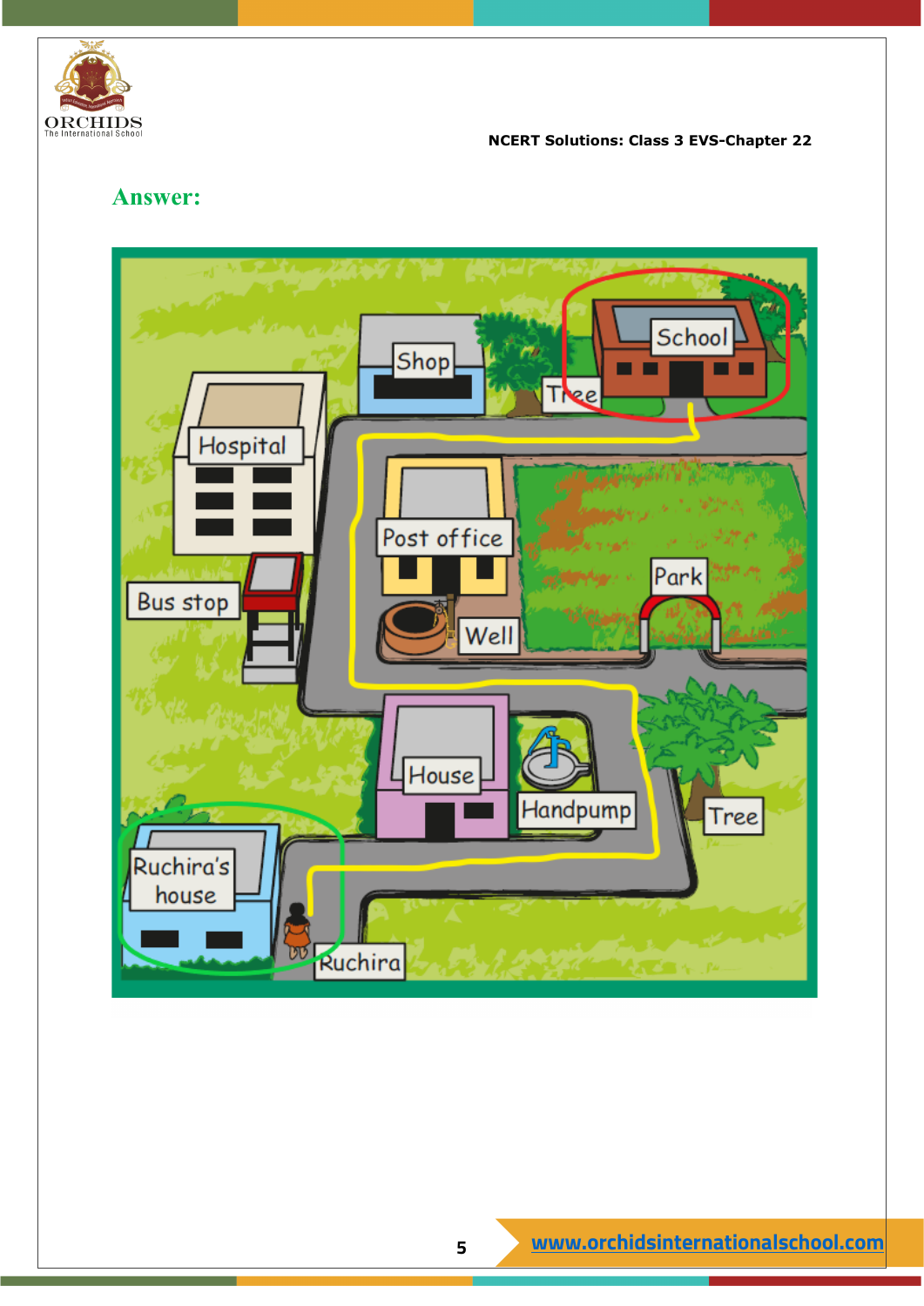## Answer:

School

Shop

Tree

Hospital

Post office

Park

Bus stop

Well

House

Handpump

Tree

Ruchira's house

Ruchira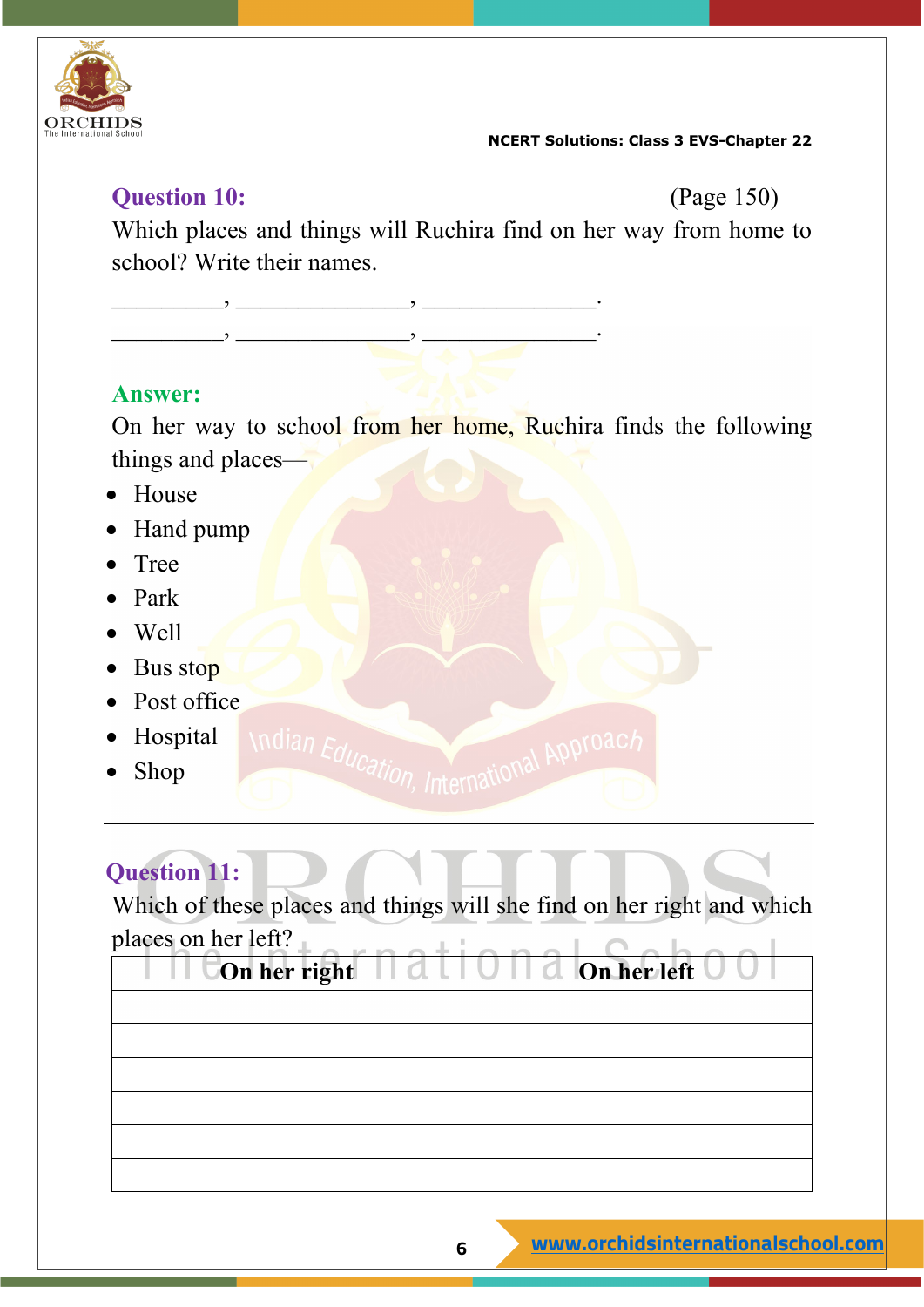**Question 10:** (Page 150)

Which places and things will Ruchira find on her way from home to school? Write their names.

__________, ________________, ________________.

__________, ________________, ________________.

**Answer:**

On her way to school from her home, Ruchira finds the following things and places—

- House
- Hand pump
- Tree
- Park
- Well
- Bus stop
- Post office
- Hospital
- Shop

---

**Question 11:**

Which of these places and things will she find on her right and which places on her left?

| On her right | On her left |
|---|---|
| | |
| | |
| | |
| | |
| | |
| | |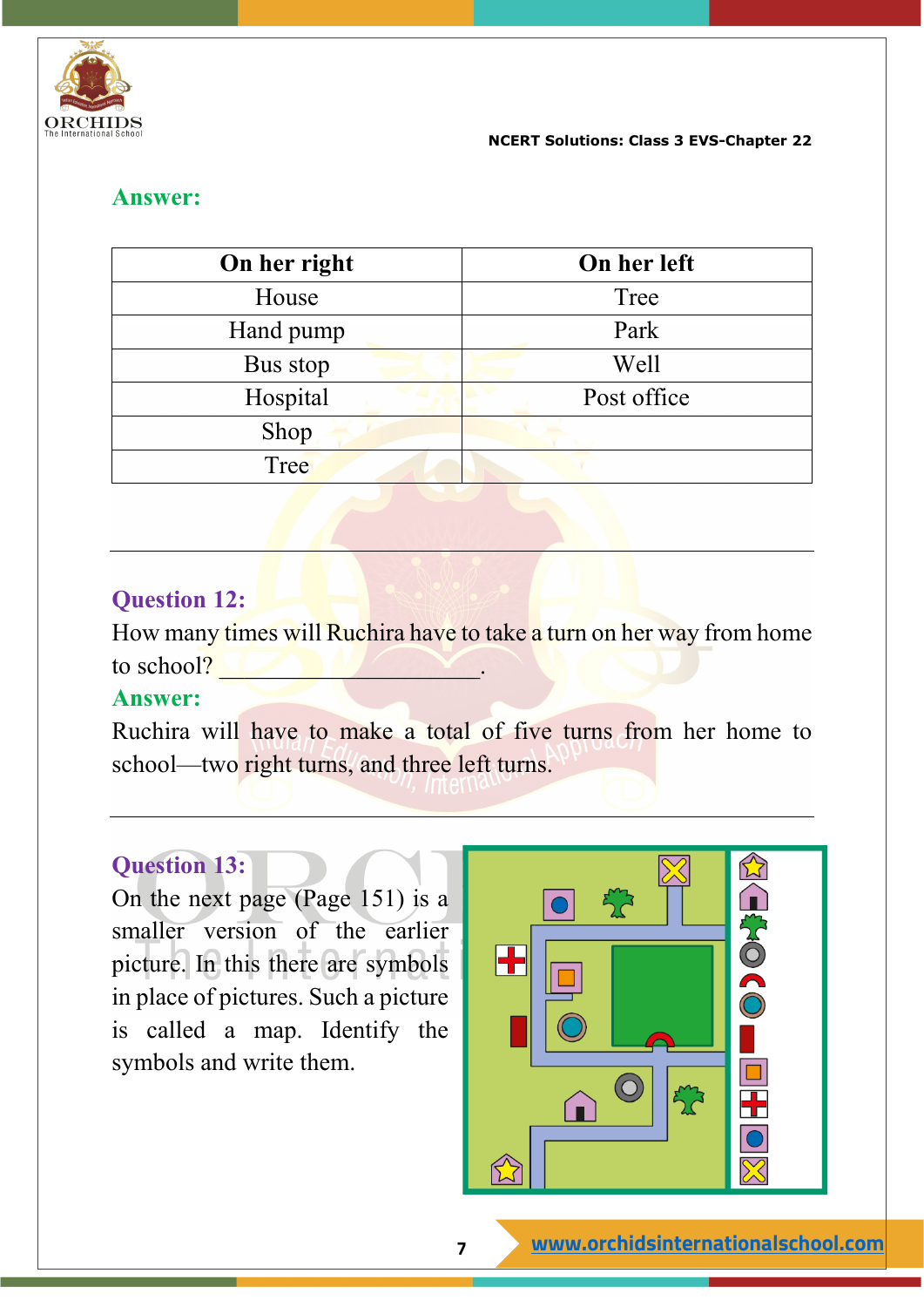**Answer:**

| On her right | On her left |
|---|---|
| House | Tree |
| Hand pump | Park |
| Bus stop | Well |
| Hospital | Post office |
| Shop | |
| Tree | |

---

**Question 12:**

How many times will Ruchira have to take a turn on her way from home to school? ____________________.

**Answer:**

Ruchira will have to make a total of five turns from her home to school—two right turns, and three left turns.

---

**Question 13:**

On the next page (Page 151) is a smaller version of the earlier picture. In this there are symbols in place of pictures. Such a picture is called a map. Identify the symbols and write them.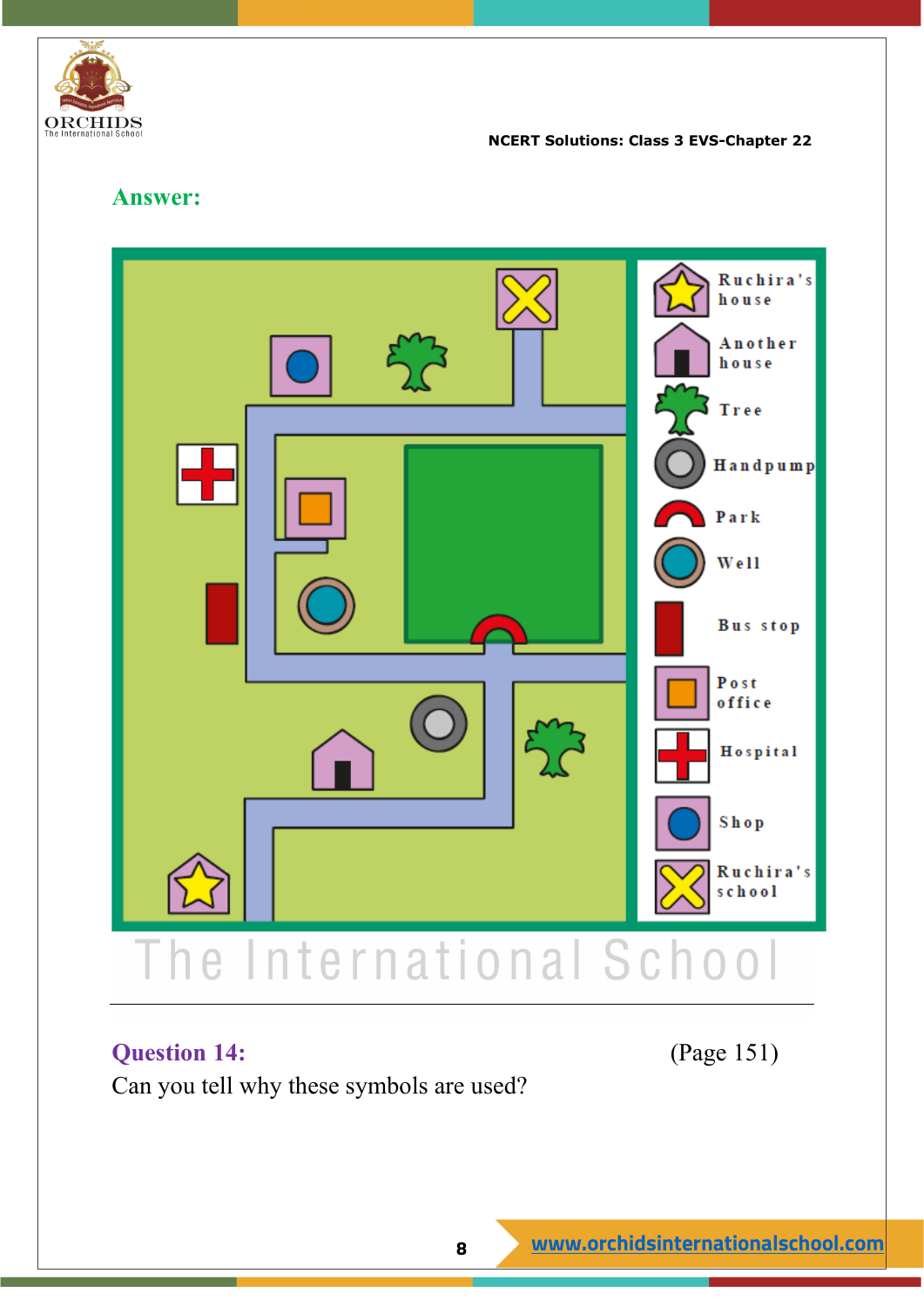## Answer:

Ruchira's house

Another house

Tree

Handpump

Park

Well

Bus stop

Post office

Hospital

Shop

Ruchira's school

## Question 14: (Page 151)

Can you tell why these symbols are used?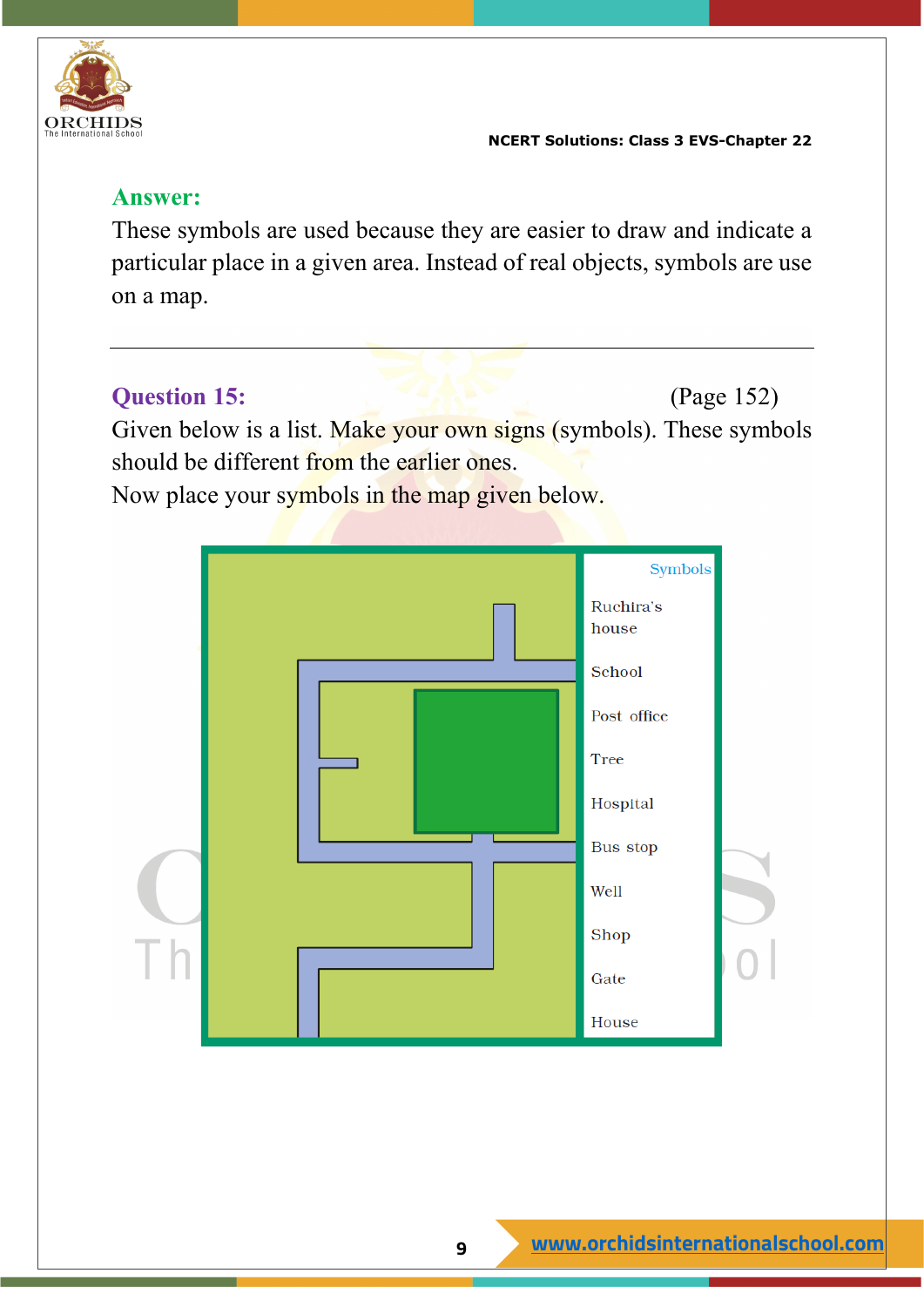**Answer:**

These symbols are used because they are easier to draw and indicate a particular place in a given area. Instead of real objects, symbols are use on a map.

---

**Question 15:** (Page 152)

Given below is a list. Make your own signs (symbols). These symbols should be different from the earlier ones.

Now place your symbols in the map given below.

| Symbols |
|---|
| Ruchira's house |
| School |
| Post office |
| Tree |
| Hospital |
| Bus stop |
| Well |
| Shop |
| Gate |
| House |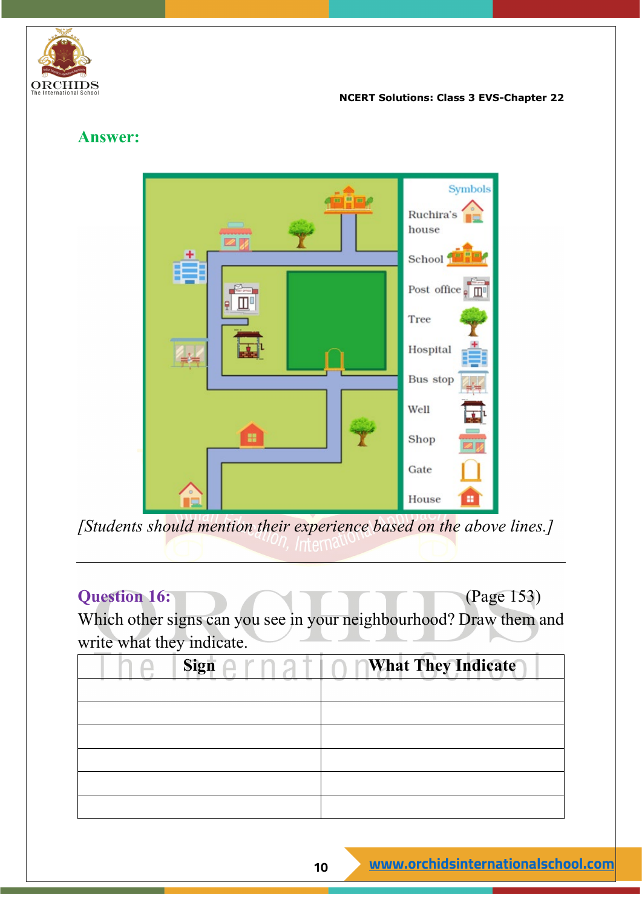## Answer:

Symbols

Ruchira's house

School

Post office

Tree

Hospital

Bus stop

Well

Shop

Gate

House

*[Students should mention their experience based on the above lines.]*

---

**Question 16:** (Page 153)

Which other signs can you see in your neighbourhood? Draw them and write what they indicate.

| Sign | What They Indicate |
|---|---|
| | |
| | |
| | |
| | |
| | |
| | |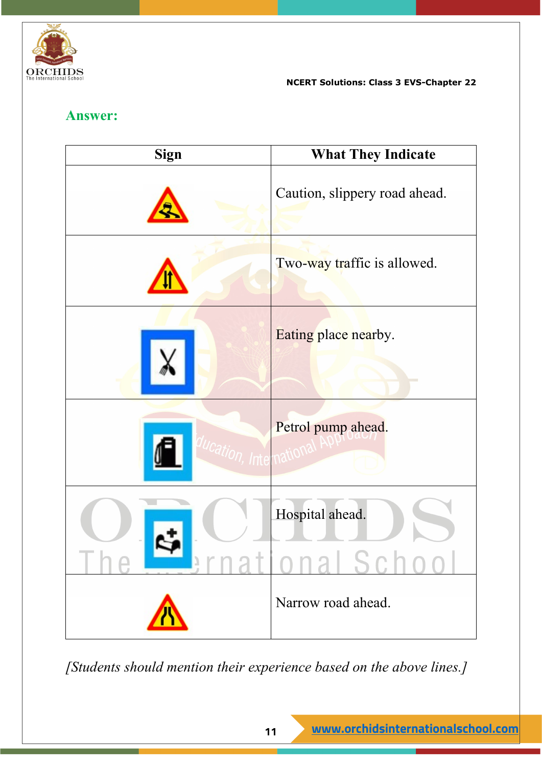**Answer:**

| Sign | What They Indicate |
|---|---|
| | Caution, slippery road ahead. |
| | Two-way traffic is allowed. |
| | Eating place nearby. |
| | Petrol pump ahead. |
| | Hospital ahead. |
| | Narrow road ahead. |

*[Students should mention their experience based on the above lines.]*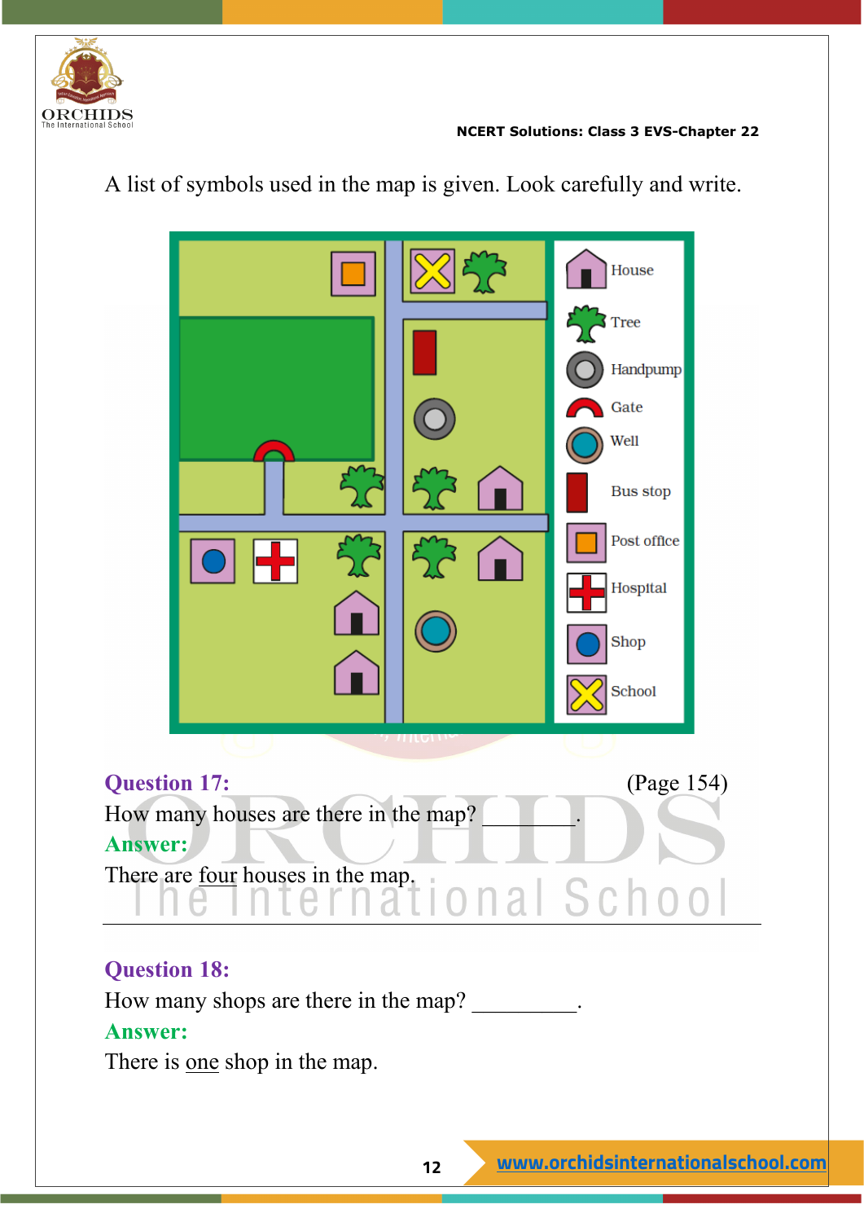A list of symbols used in the map is given. Look carefully and write.

**Question 17:** (Page 154)

How many houses are there in the map? ________.

**Answer:**

There are four houses in the map.

---

**Question 18:**

How many shops are there in the map? _________.

**Answer:**

There is one shop in the map.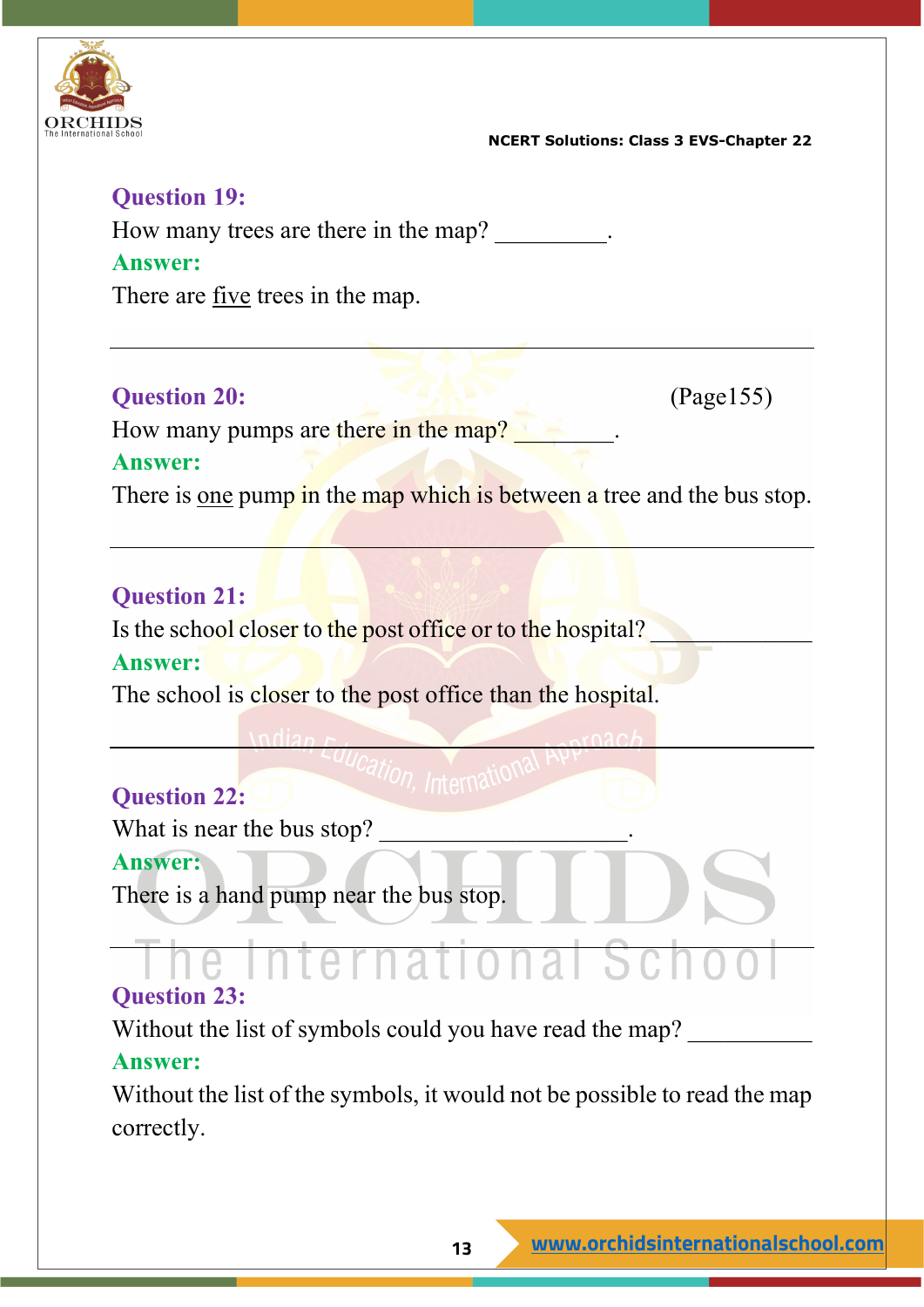**Question 19:**

How many trees are there in the map? _________.

**Answer:**

There are <u>five</u> trees in the map.

---

**Question 20:** (Page155)

How many pumps are there in the map? ________.

**Answer:**

There is <u>one</u> pump in the map which is between a tree and the bus stop.

---

**Question 21:**

Is the school closer to the post office or to the hospital? ____________

**Answer:**

The school is closer to the post office than the hospital.

---

**Question 22:**

What is near the bus stop? ____________________.

**Answer:**

There is a hand pump near the bus stop.

---

**Question 23:**

Without the list of symbols could you have read the map? __________

**Answer:**

Without the list of the symbols, it would not be possible to read the map correctly.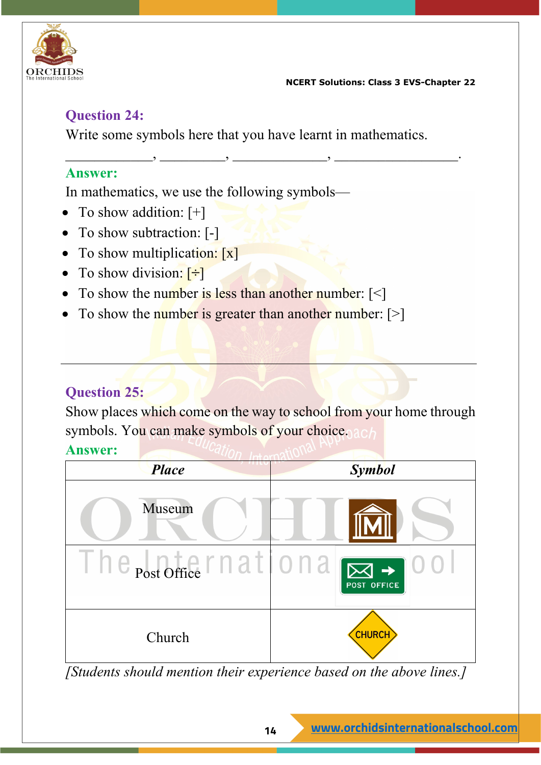## Question 24:

Write some symbols here that you have learnt in mathematics.

_____________, __________, ______________, __________________.

### Answer:

In mathematics, we use the following symbols—

- To show addition: [+]
- To show subtraction: [-]
- To show multiplication: [x]
- To show division: [÷]
- To show the number is less than another number: [<]
- To show the number is greater than another number: [>]

---

## Question 25:

Show places which come on the way to school from your home through symbols. You can make symbols of your choice.

### Answer:

| ***Place*** | ***Symbol*** |
| --- | --- |
| Museum | M |
| Post Office | POST OFFICE |
| Church | CHURCH |

*[Students should mention their experience based on the above lines.]*